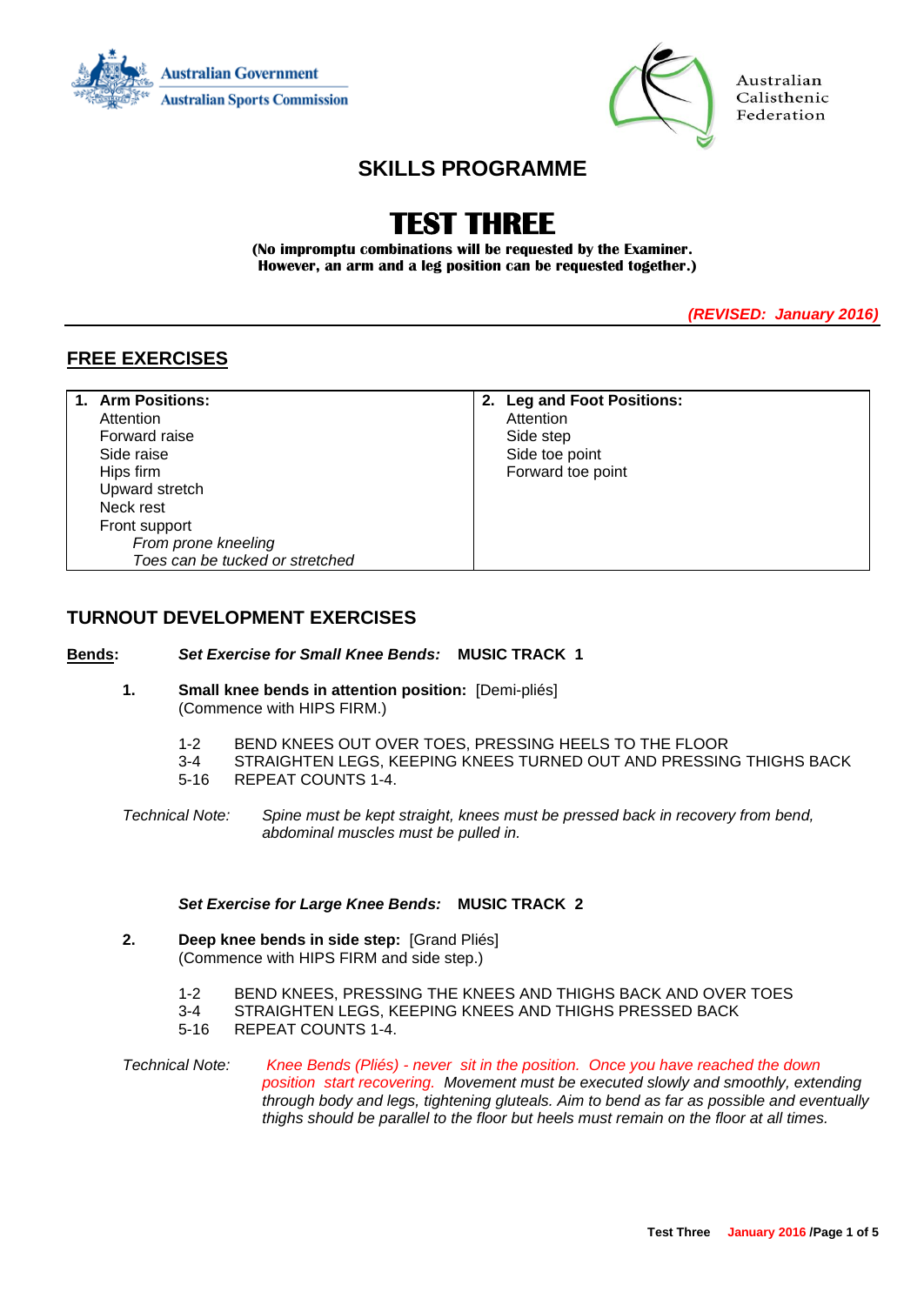Australian Government
Australian Sports Commission

Australian Calisthenic Federation

## SKILLS PROGRAMME

# TEST THREE

**(No impromptu combinations will be requested by the Examiner. However, an arm and a leg position can be requested together.)**

***(REVISED: January 2016)***

## FREE EXERCISES

| **1. Arm Positions:** | **2. Leg and Foot Positions:** |
|---|---|
| Attention | Attention |
| Forward raise | Side step |
| Side raise | Side toe point |
| Hips firm | Forward toe point |
| Upward stretch | |
| Neck rest | |
| Front support | |
| *From prone kneeling* | |
| *Toes can be tucked or stretched* | |

## TURNOUT DEVELOPMENT EXERCISES

**Bends:** ***Set Exercise for Small Knee Bends:*** **MUSIC TRACK 1**

**1. Small knee bends in attention position:** [Demi-pliés]
(Commence with HIPS FIRM.)

1-2 BEND KNEES OUT OVER TOES, PRESSING HEELS TO THE FLOOR
3-4 STRAIGHTEN LEGS, KEEPING KNEES TURNED OUT AND PRESSING THIGHS BACK
5-16 REPEAT COUNTS 1-4.

*Technical Note: Spine must be kept straight, knees must be pressed back in recovery from bend, abdominal muscles must be pulled in.*

***Set Exercise for Large Knee Bends:*** **MUSIC TRACK 2**

**2. Deep knee bends in side step:** [Grand Pliés]
(Commence with HIPS FIRM and side step.)

1-2 BEND KNEES, PRESSING THE KNEES AND THIGHS BACK AND OVER TOES
3-4 STRAIGHTEN LEGS, KEEPING KNEES AND THIGHS PRESSED BACK
5-16 REPEAT COUNTS 1-4.

*Technical Note: Knee Bends (Pliés) - never sit in the position. Once you have reached the down position start recovering. Movement must be executed slowly and smoothly, extending through body and legs, tightening gluteals. Aim to bend as far as possible and eventually thighs should be parallel to the floor but heels must remain on the floor at all times.*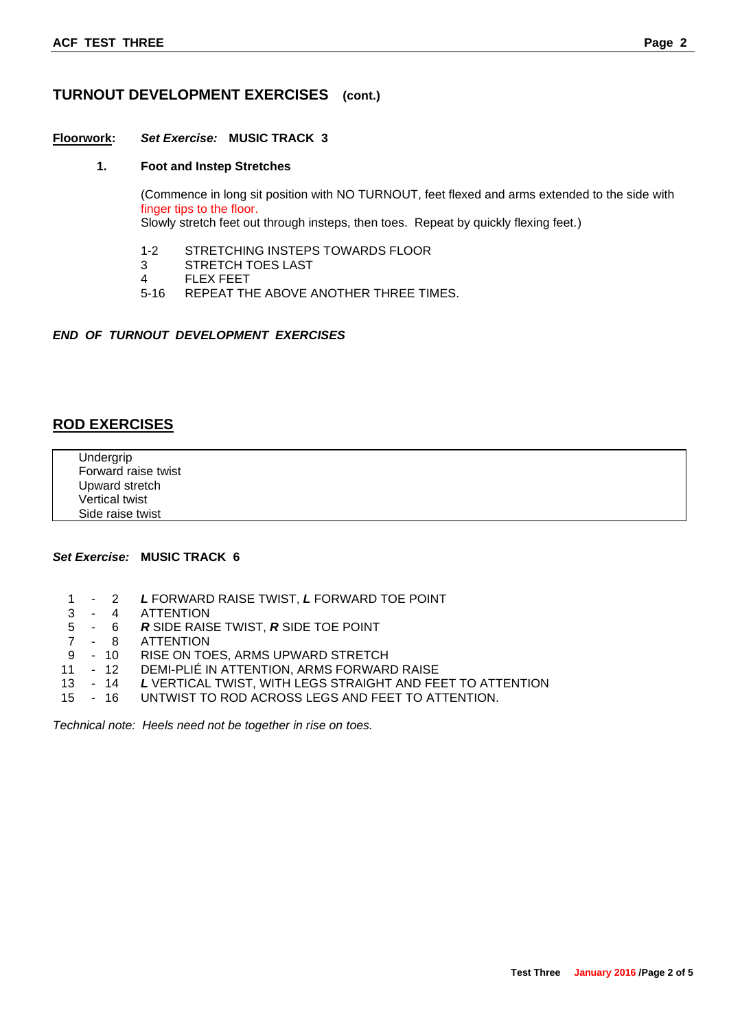## TURNOUT DEVELOPMENT EXERCISES (cont.)

**Floorwork:** ***Set Exercise:*** **MUSIC TRACK 3**

**1. Foot and Instep Stretches**

(Commence in long sit position with NO TURNOUT, feet flexed and arms extended to the side with finger tips to the floor.
Slowly stretch feet out through insteps, then toes. Repeat by quickly flexing feet.)

| | |
|---|---|
| 1-2 | STRETCHING INSTEPS TOWARDS FLOOR |
| 3 | STRETCH TOES LAST |
| 4 | FLEX FEET |
| 5-16 | REPEAT THE ABOVE ANOTHER THREE TIMES. |

***END OF TURNOUT DEVELOPMENT EXERCISES***

## ROD EXERCISES

| |
|---|
| Undergrip<br>Forward raise twist<br>Upward stretch<br>Vertical twist<br>Side raise twist |

***Set Exercise:*** **MUSIC TRACK 6**

| | |
|---|---|
| 1 - 2 | ***L*** FORWARD RAISE TWIST, ***L*** FORWARD TOE POINT |
| 3 - 4 | ATTENTION |
| 5 - 6 | ***R*** SIDE RAISE TWIST, ***R*** SIDE TOE POINT |
| 7 - 8 | ATTENTION |
| 9 - 10 | RISE ON TOES, ARMS UPWARD STRETCH |
| 11 - 12 | DEMI-PLIÉ IN ATTENTION, ARMS FORWARD RAISE |
| 13 - 14 | ***L*** VERTICAL TWIST, WITH LEGS STRAIGHT AND FEET TO ATTENTION |
| 15 - 16 | UNTWIST TO ROD ACROSS LEGS AND FEET TO ATTENTION. |

*Technical note: Heels need not be together in rise on toes.*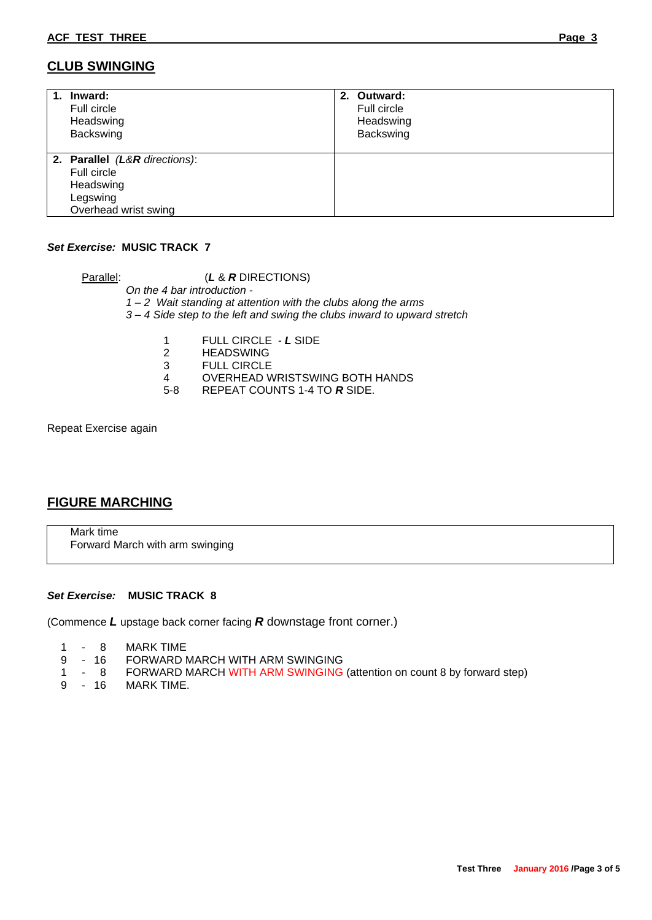## CLUB SWINGING

| **1. Inward:**<br>Full circle<br>Headswing<br>Backswing | **2. Outward:**<br>Full circle<br>Headswing<br>Backswing |
|---|---|
| **2. Parallel** *(**L**&**R** directions)*:<br>Full circle<br>Headswing<br>Legswing<br>Overhead wrist swing | |

***Set Exercise:*** **MUSIC TRACK 7**

Parallel: (***L*** & ***R*** DIRECTIONS)

*On the 4 bar introduction -*
*1 – 2 Wait standing at attention with the clubs along the arms*
*3 – 4 Side step to the left and swing the clubs inward to upward stretch*

- 1 FULL CIRCLE - ***L*** SIDE
- 2 HEADSWING
- 3 FULL CIRCLE
- 4 OVERHEAD WRISTSWING BOTH HANDS
- 5-8 REPEAT COUNTS 1-4 TO ***R*** SIDE.

Repeat Exercise again

## FIGURE MARCHING

| Mark time<br>Forward March with arm swinging |
|---|

***Set Exercise:*** **MUSIC TRACK 8**

(Commence ***L*** upstage back corner facing ***R*** downstage front corner.)

- 1 - 8 MARK TIME
- 9 - 16 FORWARD MARCH WITH ARM SWINGING
- 1 - 8 FORWARD MARCH WITH ARM SWINGING (attention on count 8 by forward step)
- 9 - 16 MARK TIME.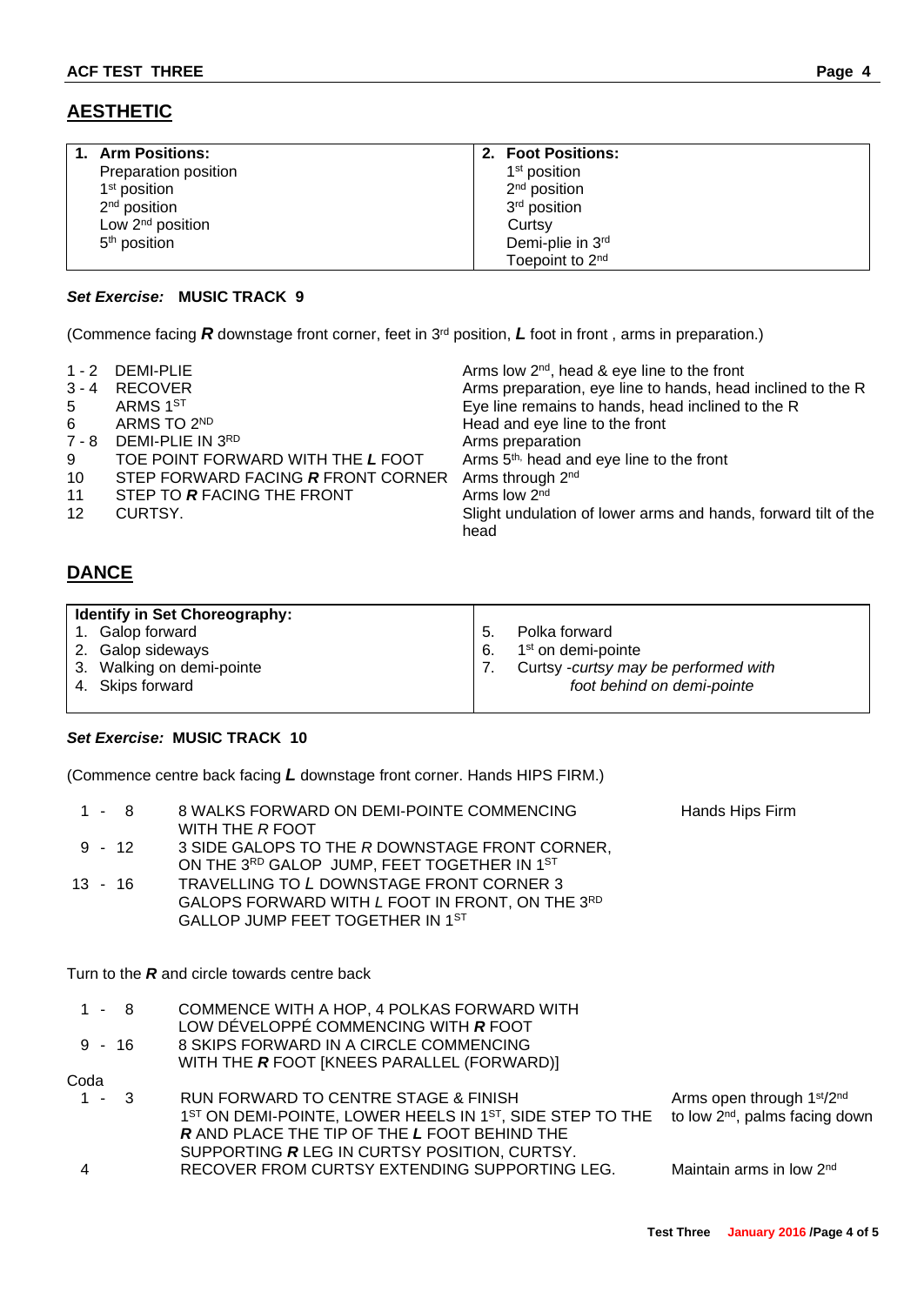## AESTHETIC

| 1. **Arm Positions:** | 2. **Foot Positions:** |
|---|---|
| Preparation position | 1st position |
| 1st position | 2nd position |
| 2nd position | 3rd position |
| Low 2nd position | Curtsy |
| 5th position | Demi-plie in 3rd |
| | Toepoint to 2nd |

***Set Exercise:*** **MUSIC TRACK 9**

(Commence facing ***R*** downstage front corner, feet in 3rd position, ***L*** foot in front , arms in preparation.)

| | | |
|---|---|---|
| 1 - 2 | DEMI-PLIE | Arms low 2nd, head & eye line to the front |
| 3 - 4 | RECOVER | Arms preparation, eye line to hands, head inclined to the R |
| 5 | ARMS 1ST | Eye line remains to hands, head inclined to the R |
| 6 | ARMS TO 2ND | Head and eye line to the front |
| 7 - 8 | DEMI-PLIE IN 3RD | Arms preparation |
| 9 | TOE POINT FORWARD WITH THE ***L*** FOOT | Arms 5th, head and eye line to the front |
| 10 | STEP FORWARD FACING ***R*** FRONT CORNER | Arms through 2nd |
| 11 | STEP TO ***R*** FACING THE FRONT | Arms low 2nd |
| 12 | CURTSY. | Slight undulation of lower arms and hands, forward tilt of the head |

## DANCE

| **Identify in Set Choreography:** | |
|---|---|
| 1. Galop forward | 5. Polka forward |
| 2. Galop sideways | 6. 1st on demi-pointe |
| 3. Walking on demi-pointe | 7. Curtsy -*curtsy may be performed with foot behind on demi-pointe* |
| 4. Skips forward | |

***Set Exercise:*** **MUSIC TRACK 10**

(Commence centre back facing ***L*** downstage front corner. Hands HIPS FIRM.)

| | | |
|---|---|---|
| 1 - 8 | 8 WALKS FORWARD ON DEMI-POINTE COMMENCING WITH THE *R* FOOT | Hands Hips Firm |
| 9 - 12 | 3 SIDE GALOPS TO THE *R* DOWNSTAGE FRONT CORNER, ON THE 3RD GALOP JUMP, FEET TOGETHER IN 1ST | |
| 13 - 16 | TRAVELLING TO *L* DOWNSTAGE FRONT CORNER 3 GALOPS FORWARD WITH *L* FOOT IN FRONT, ON THE 3RD GALLOP JUMP FEET TOGETHER IN 1ST | |

Turn to the ***R*** and circle towards centre back

| | | |
|---|---|---|
| 1 - 8 | COMMENCE WITH A HOP, 4 POLKAS FORWARD WITH LOW DÉVELOPPÉ COMMENCING WITH ***R*** FOOT | |
| 9 - 16 | 8 SKIPS FORWARD IN A CIRCLE COMMENCING WITH THE ***R*** FOOT [KNEES PARALLEL (FORWARD)] | |

Coda

| | | |
|---|---|---|
| 1 - 3 | RUN FORWARD TO CENTRE STAGE & FINISH 1ST ON DEMI-POINTE, LOWER HEELS IN 1ST, SIDE STEP TO THE ***R*** AND PLACE THE TIP OF THE ***L*** FOOT BEHIND THE SUPPORTING ***R*** LEG IN CURTSY POSITION, CURTSY. | Arms open through 1st/2nd to low 2nd, palms facing down |
| 4 | RECOVER FROM CURTSY EXTENDING SUPPORTING LEG. | Maintain arms in low 2nd |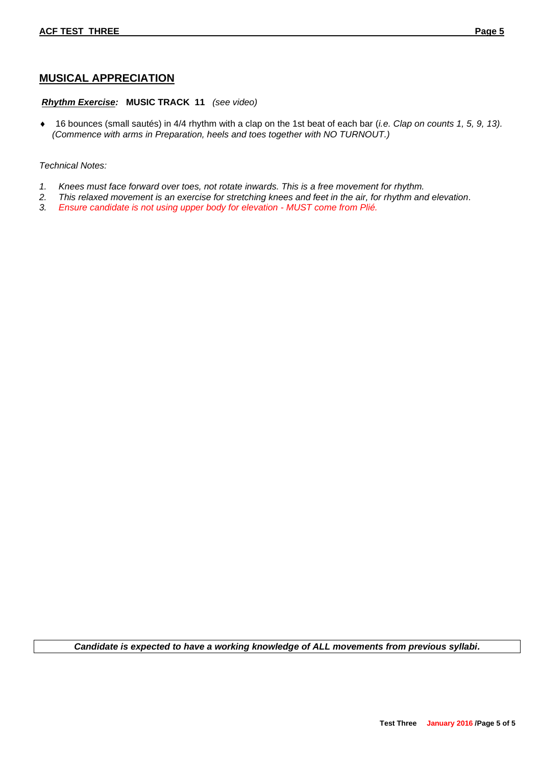## MUSICAL APPRECIATION

***Rhythm Exercise:*** **MUSIC TRACK 11** *(see video)*

- 16 bounces (small sautés) in 4/4 rhythm with a clap on the 1st beat of each bar (*i.e. Clap on counts 1, 5, 9, 13). (Commence with arms in Preparation, heels and toes together with NO TURNOUT.)*

*Technical Notes:*

1. *Knees must face forward over toes, not rotate inwards. This is a free movement for rhythm.*
2. *This relaxed movement is an exercise for stretching knees and feet in the air, for rhythm and elevation.*
3. *Ensure candidate is not using upper body for elevation - MUST come from Plié.*

***Candidate is expected to have a working knowledge of ALL movements from previous syllabi.***